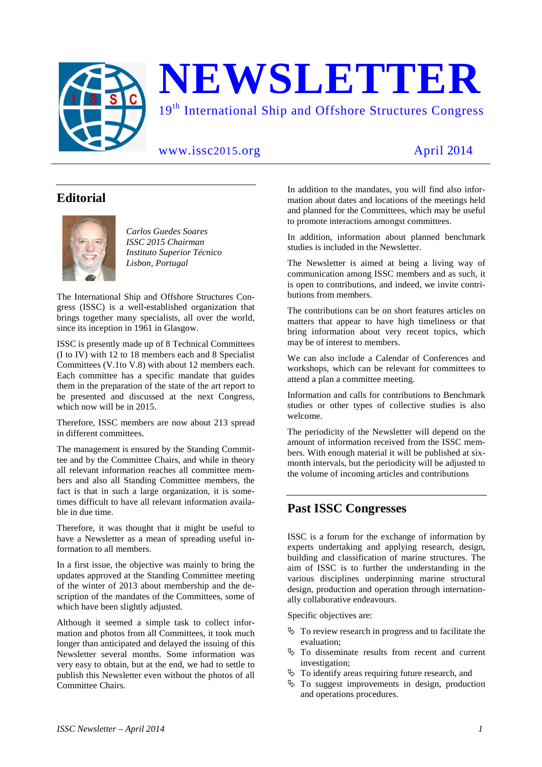# NEWSLETTER

19th International Ship and Offshore Structures Congress

www.issc2015.org

April 2014

## Editorial

*Carlos Guedes Soares*
*ISSC 2015 Chairman*
*Instituto Superior Técnico*
*Lisbon, Portugal*

The International Ship and Offshore Structures Congress (ISSC) is a well-established organization that brings together many specialists, all over the world, since its inception in 1961 in Glasgow.

ISSC is presently made up of 8 Technical Committees (I to IV) with 12 to 18 members each and 8 Specialist Committees (V.1to V.8) with about 12 members each. Each committee has a specific mandate that guides them in the preparation of the state of the art report to be presented and discussed at the next Congress, which now will be in 2015.

Therefore, ISSC members are now about 213 spread in different committees.

The management is ensured by the Standing Committee and by the Committee Chairs, and while in theory all relevant information reaches all committee members and also all Standing Committee members, the fact is that in such a large organization, it is sometimes difficult to have all relevant information available in due time.

Therefore, it was thought that it might be useful to have a Newsletter as a mean of spreading useful information to all members.

In a first issue, the objective was mainly to bring the updates approved at the Standing Committee meeting of the winter of 2013 about membership and the description of the mandates of the Committees, some of which have been slightly adjusted.

Although it seemed a simple task to collect information and photos from all Committees, it took much longer than anticipated and delayed the issuing of this Newsletter several months. Some information was very easy to obtain, but at the end, we had to settle to publish this Newsletter even without the photos of all Committee Chairs.

In addition to the mandates, you will find also information about dates and locations of the meetings held and planned for the Committees, which may be useful to promote interactions amongst committees.

In addition, information about planned benchmark studies is included in the Newsletter.

The Newsletter is aimed at being a living way of communication among ISSC members and as such, it is open to contributions, and indeed, we invite contributions from members.

The contributions can be on short features articles on matters that appear to have high timeliness or that bring information about very recent topics, which may be of interest to members.

We can also include a Calendar of Conferences and workshops, which can be relevant for committees to attend a plan a committee meeting.

Information and calls for contributions to Benchmark studies or other types of collective studies is also welcome.

The periodicity of the Newsletter will depend on the amount of information received from the ISSC members. With enough material it will be published at six-month intervals, but the periodicity will be adjusted to the volume of incoming articles and contributions

## Past ISSC Congresses

ISSC is a forum for the exchange of information by experts undertaking and applying research, design, building and classification of marine structures. The aim of ISSC is to further the understanding in the various disciplines underpinning marine structural design, production and operation through internationally collaborative endeavours.

Specific objectives are:

- To review research in progress and to facilitate the evaluation;
- To disseminate results from recent and current investigation;
- To identify areas requiring future research, and
- To suggest improvements in design, production and operations procedures.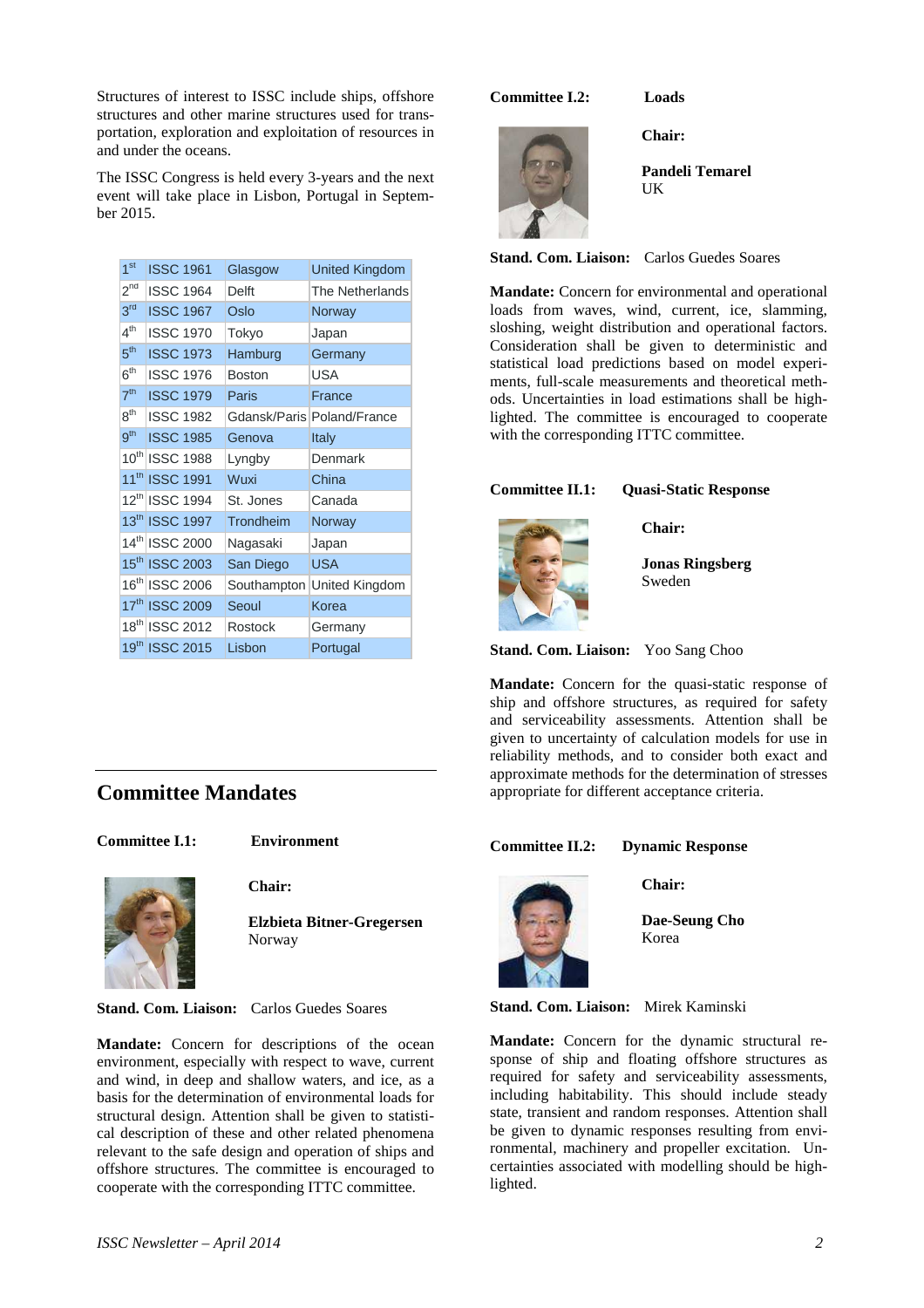Structures of interest to ISSC include ships, offshore structures and other marine structures used for transportation, exploration and exploitation of resources in and under the oceans.

The ISSC Congress is held every 3-years and the next event will take place in Lisbon, Portugal in September 2015.

| | | | |
|---|---|---|---|
| 1st | ISSC 1961 | Glasgow | United Kingdom |
| 2nd | ISSC 1964 | Delft | The Netherlands |
| 3rd | ISSC 1967 | Oslo | Norway |
| 4th | ISSC 1970 | Tokyo | Japan |
| 5th | ISSC 1973 | Hamburg | Germany |
| 6th | ISSC 1976 | Boston | USA |
| 7th | ISSC 1979 | Paris | France |
| 8th | ISSC 1982 | Gdansk/Paris | Poland/France |
| 9th | ISSC 1985 | Genova | Italy |
| 10th | ISSC 1988 | Lyngby | Denmark |
| 11th | ISSC 1991 | Wuxi | China |
| 12th | ISSC 1994 | St. Jones | Canada |
| 13th | ISSC 1997 | Trondheim | Norway |
| 14th | ISSC 2000 | Nagasaki | Japan |
| 15th | ISSC 2003 | San Diego | USA |
| 16th | ISSC 2006 | Southampton | United Kingdom |
| 17th | ISSC 2009 | Seoul | Korea |
| 18th | ISSC 2012 | Rostock | Germany |
| 19th | ISSC 2015 | Lisbon | Portugal |

## Committee Mandates

**Committee I.1:** **Environment**

**Chair:**

**Elzbieta Bitner-Gregersen**
Norway

**Stand. Com. Liaison:** Carlos Guedes Soares

**Mandate:** Concern for descriptions of the ocean environment, especially with respect to wave, current and wind, in deep and shallow waters, and ice, as a basis for the determination of environmental loads for structural design. Attention shall be given to statistical description of these and other related phenomena relevant to the safe design and operation of ships and offshore structures. The committee is encouraged to cooperate with the corresponding ITTC committee.

**Committee I.2:** **Loads**

**Chair:**

**Pandeli Temarel**
UK

**Stand. Com. Liaison:** Carlos Guedes Soares

**Mandate:** Concern for environmental and operational loads from waves, wind, current, ice, slamming, sloshing, weight distribution and operational factors. Consideration shall be given to deterministic and statistical load predictions based on model experiments, full-scale measurements and theoretical methods. Uncertainties in load estimations shall be highlighted. The committee is encouraged to cooperate with the corresponding ITTC committee.

**Committee II.1:** **Quasi-Static Response**

**Chair:**

**Jonas Ringsberg**
Sweden

**Stand. Com. Liaison:** Yoo Sang Choo

**Mandate:** Concern for the quasi-static response of ship and offshore structures, as required for safety and serviceability assessments. Attention shall be given to uncertainty of calculation models for use in reliability methods, and to consider both exact and approximate methods for the determination of stresses appropriate for different acceptance criteria.

**Committee II.2:** **Dynamic Response**

**Chair:**

**Dae-Seung Cho**
Korea

**Stand. Com. Liaison:** Mirek Kaminski

**Mandate:** Concern for the dynamic structural response of ship and floating offshore structures as required for safety and serviceability assessments, including habitability. This should include steady state, transient and random responses. Attention shall be given to dynamic responses resulting from environmental, machinery and propeller excitation. Uncertainties associated with modelling should be highlighted.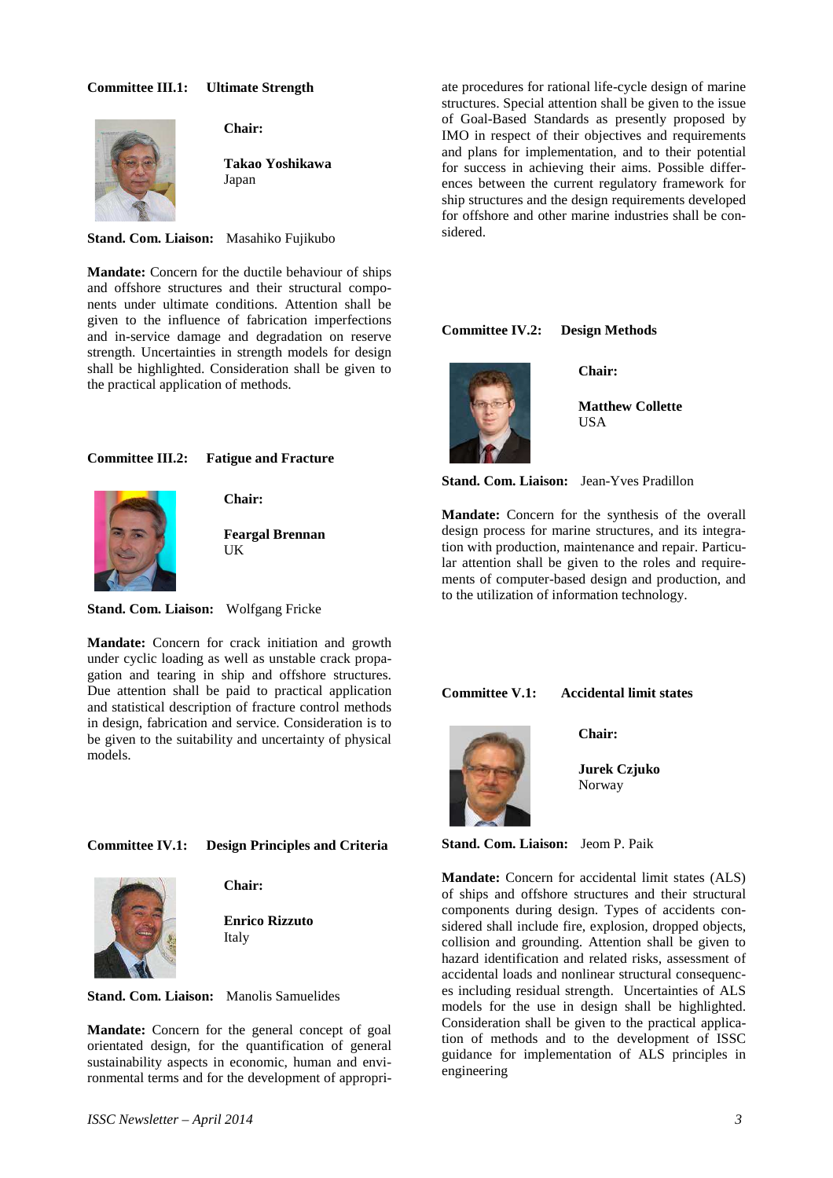## Committee III.1: Ultimate Strength

**Chair:**

**Takao Yoshikawa**
Japan

**Stand. Com. Liaison:** Masahiko Fujikubo

**Mandate:** Concern for the ductile behaviour of ships and offshore structures and their structural components under ultimate conditions. Attention shall be given to the influence of fabrication imperfections and in-service damage and degradation on reserve strength. Uncertainties in strength models for design shall be highlighted. Consideration shall be given to the practical application of methods.

## Committee III.2: Fatigue and Fracture

**Chair:**

**Feargal Brennan**
UK

**Stand. Com. Liaison:** Wolfgang Fricke

**Mandate:** Concern for crack initiation and growth under cyclic loading as well as unstable crack propagation and tearing in ship and offshore structures. Due attention shall be paid to practical application and statistical description of fracture control methods in design, fabrication and service. Consideration is to be given to the suitability and uncertainty of physical models.

## Committee IV.1: Design Principles and Criteria

**Chair:**

**Enrico Rizzuto**
Italy

**Stand. Com. Liaison:** Manolis Samuelides

**Mandate:** Concern for the general concept of goal orientated design, for the quantification of general sustainability aspects in economic, human and environmental terms and for the development of appropriate procedures for rational life-cycle design of marine structures. Special attention shall be given to the issue of Goal-Based Standards as presently proposed by IMO in respect of their objectives and requirements and plans for implementation, and to their potential for success in achieving their aims. Possible differences between the current regulatory framework for ship structures and the design requirements developed for offshore and other marine industries shall be considered.

## Committee IV.2: Design Methods

**Chair:**

**Matthew Collette**
USA

**Stand. Com. Liaison:** Jean-Yves Pradillon

**Mandate:** Concern for the synthesis of the overall design process for marine structures, and its integration with production, maintenance and repair. Particular attention shall be given to the roles and requirements of computer-based design and production, and to the utilization of information technology.

## Committee V.1: Accidental limit states

**Chair:**

**Jurek Czjuko**
Norway

**Stand. Com. Liaison:** Jeom P. Paik

**Mandate:** Concern for accidental limit states (ALS) of ships and offshore structures and their structural components during design. Types of accidents considered shall include fire, explosion, dropped objects, collision and grounding. Attention shall be given to hazard identification and related risks, assessment of accidental loads and nonlinear structural consequences including residual strength. Uncertainties of ALS models for the use in design shall be highlighted. Consideration shall be given to the practical application of methods and to the development of ISSC guidance for implementation of ALS principles in engineering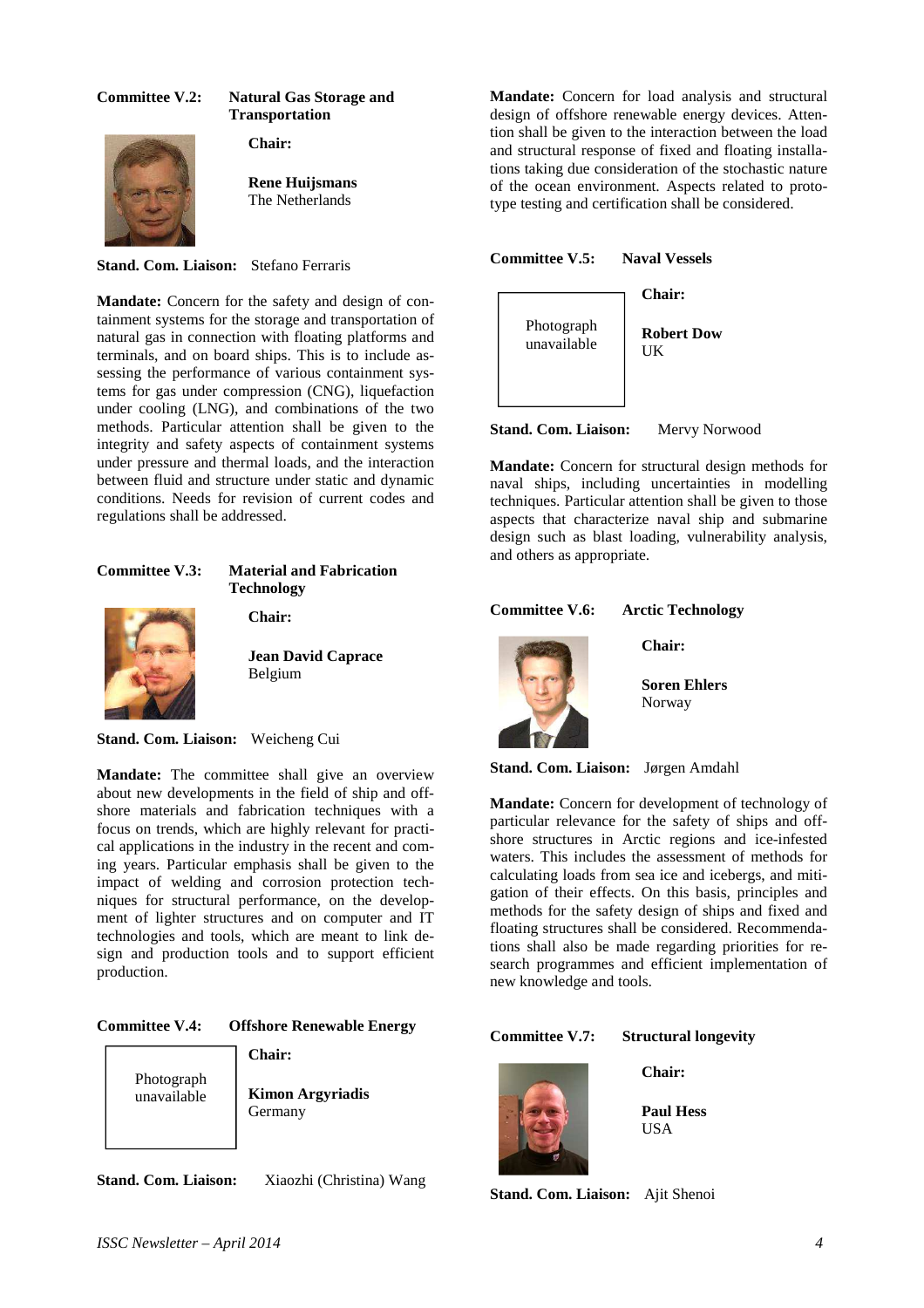**Committee V.2:** **Natural Gas Storage and Transportation**

**Chair:**

**Rene Huijsmans**
The Netherlands

**Stand. Com. Liaison:** Stefano Ferraris

**Mandate:** Concern for the safety and design of containment systems for the storage and transportation of natural gas in connection with floating platforms and terminals, and on board ships. This is to include assessing the performance of various containment systems for gas under compression (CNG), liquefaction under cooling (LNG), and combinations of the two methods. Particular attention shall be given to the integrity and safety aspects of containment systems under pressure and thermal loads, and the interaction between fluid and structure under static and dynamic conditions. Needs for revision of current codes and regulations shall be addressed.

**Committee V.3:** **Material and Fabrication Technology**

**Chair:**

**Jean David Caprace**
Belgium

**Stand. Com. Liaison:** Weicheng Cui

**Mandate:** The committee shall give an overview about new developments in the field of ship and offshore materials and fabrication techniques with a focus on trends, which are highly relevant for practical applications in the industry in the recent and coming years. Particular emphasis shall be given to the impact of welding and corrosion protection techniques for structural performance, on the development of lighter structures and on computer and IT technologies and tools, which are meant to link design and production tools and to support efficient production.

**Committee V.4:** **Offshore Renewable Energy**

Photograph unavailable

**Chair:**

**Kimon Argyriadis**
Germany

**Stand. Com. Liaison:** Xiaozhi (Christina) Wang

**Mandate:** Concern for load analysis and structural design of offshore renewable energy devices. Attention shall be given to the interaction between the load and structural response of fixed and floating installations taking due consideration of the stochastic nature of the ocean environment. Aspects related to prototype testing and certification shall be considered.

**Committee V.5:** **Naval Vessels**

Photograph unavailable

**Chair:**

**Robert Dow**
UK

**Stand. Com. Liaison:** Mervy Norwood

**Mandate:** Concern for structural design methods for naval ships, including uncertainties in modelling techniques. Particular attention shall be given to those aspects that characterize naval ship and submarine design such as blast loading, vulnerability analysis, and others as appropriate.

**Committee V.6:** **Arctic Technology**

**Chair:**

**Soren Ehlers**
Norway

**Stand. Com. Liaison:** Jørgen Amdahl

**Mandate:** Concern for development of technology of particular relevance for the safety of ships and offshore structures in Arctic regions and ice-infested waters. This includes the assessment of methods for calculating loads from sea ice and icebergs, and mitigation of their effects. On this basis, principles and methods for the safety design of ships and fixed and floating structures shall be considered. Recommendations shall also be made regarding priorities for research programmes and efficient implementation of new knowledge and tools.

**Committee V.7:** **Structural longevity**

**Chair:**

**Paul Hess**
USA

**Stand. Com. Liaison:** Ajit Shenoi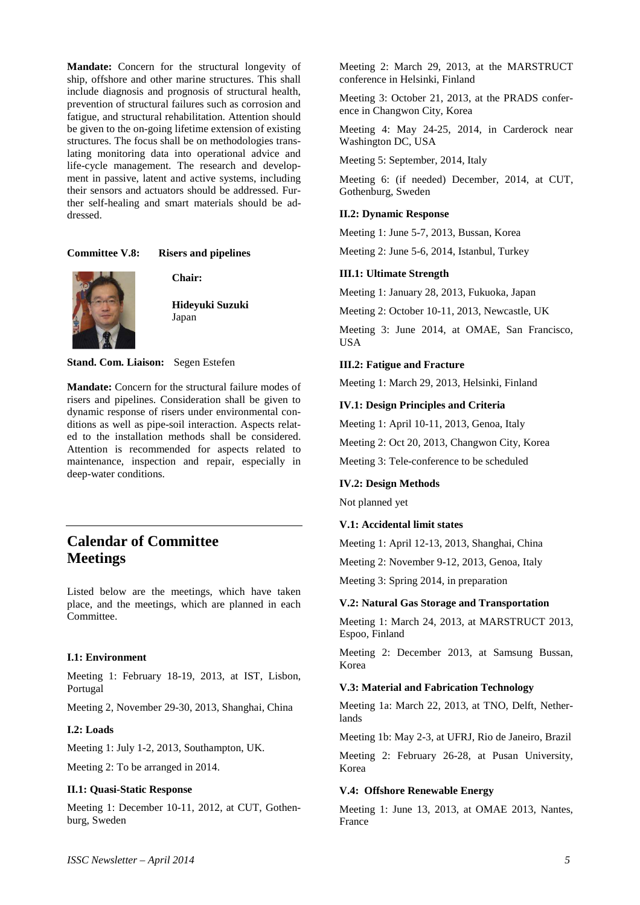**Mandate:** Concern for the structural longevity of ship, offshore and other marine structures. This shall include diagnosis and prognosis of structural health, prevention of structural failures such as corrosion and fatigue, and structural rehabilitation. Attention should be given to the on-going lifetime extension of existing structures. The focus shall be on methodologies translating monitoring data into operational advice and life-cycle management. The research and development in passive, latent and active systems, including their sensors and actuators should be addressed. Further self-healing and smart materials should be addressed.

**Committee V.8: Risers and pipelines**

**Chair:**

**Hideyuki Suzuki**
Japan

**Stand. Com. Liaison:** Segen Estefen

**Mandate:** Concern for the structural failure modes of risers and pipelines. Consideration shall be given to dynamic response of risers under environmental conditions as well as pipe-soil interaction. Aspects related to the installation methods shall be considered. Attention is recommended for aspects related to maintenance, inspection and repair, especially in deep-water conditions.

## Calendar of Committee Meetings

Listed below are the meetings, which have taken place, and the meetings, which are planned in each Committee.

#### I.1: Environment

Meeting 1: February 18-19, 2013, at IST, Lisbon, Portugal

Meeting 2, November 29-30, 2013, Shanghai, China

#### I.2: Loads

Meeting 1: July 1-2, 2013, Southampton, UK.

Meeting 2: To be arranged in 2014.

#### II.1: Quasi-Static Response

Meeting 1: December 10-11, 2012, at CUT, Gothenburg, Sweden

Meeting 2: March 29, 2013, at the MARSTRUCT conference in Helsinki, Finland

Meeting 3: October 21, 2013, at the PRADS conference in Changwon City, Korea

Meeting 4: May 24-25, 2014, in Carderock near Washington DC, USA

Meeting 5: September, 2014, Italy

Meeting 6: (if needed) December, 2014, at CUT, Gothenburg, Sweden

#### II.2: Dynamic Response

Meeting 1: June 5-7, 2013, Bussan, Korea

Meeting 2: June 5-6, 2014, Istanbul, Turkey

#### III.1: Ultimate Strength

Meeting 1: January 28, 2013, Fukuoka, Japan

Meeting 2: October 10-11, 2013, Newcastle, UK

Meeting 3: June 2014, at OMAE, San Francisco, USA

#### III.2: Fatigue and Fracture

Meeting 1: March 29, 2013, Helsinki, Finland

#### IV.1: Design Principles and Criteria

Meeting 1: April 10-11, 2013, Genoa, Italy

Meeting 2: Oct 20, 2013, Changwon City, Korea

Meeting 3: Tele-conference to be scheduled

#### IV.2: Design Methods

Not planned yet

#### V.1: Accidental limit states

Meeting 1: April 12-13, 2013, Shanghai, China

Meeting 2: November 9-12, 2013, Genoa, Italy

Meeting 3: Spring 2014, in preparation

#### V.2: Natural Gas Storage and Transportation

Meeting 1: March 24, 2013, at MARSTRUCT 2013, Espoo, Finland

Meeting 2: December 2013, at Samsung Bussan, Korea

#### V.3: Material and Fabrication Technology

Meeting 1a: March 22, 2013, at TNO, Delft, Netherlands

Meeting 1b: May 2-3, at UFRJ, Rio de Janeiro, Brazil

Meeting 2: February 26-28, at Pusan University, Korea

#### V.4: Offshore Renewable Energy

Meeting 1: June 13, 2013, at OMAE 2013, Nantes, France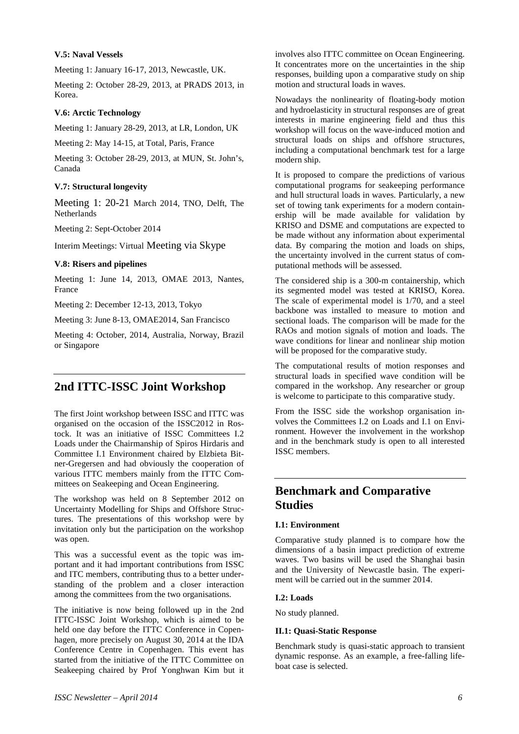#### V.5: Naval Vessels

Meeting 1: January 16-17, 2013, Newcastle, UK.

Meeting 2: October 28-29, 2013, at PRADS 2013, in Korea.

#### V.6: Arctic Technology

Meeting 1: January 28-29, 2013, at LR, London, UK

Meeting 2: May 14-15, at Total, Paris, France

Meeting 3: October 28-29, 2013, at MUN, St. John's, Canada

#### V.7: Structural longevity

Meeting 1: 20-21 March 2014, TNO, Delft, The Netherlands

Meeting 2: Sept-October 2014

Interim Meetings: Virtual Meeting via Skype

#### V.8: Risers and pipelines

Meeting 1: June 14, 2013, OMAE 2013, Nantes, France

Meeting 2: December 12-13, 2013, Tokyo

Meeting 3: June 8-13, OMAE2014, San Francisco

Meeting 4: October, 2014, Australia, Norway, Brazil or Singapore

## 2nd ITTC-ISSC Joint Workshop

The first Joint workshop between ISSC and ITTC was organised on the occasion of the ISSC2012 in Rostock. It was an initiative of ISSC Committees I.2 Loads under the Chairmanship of Spiros Hirdaris and Committee I.1 Environment chaired by Elzbieta Bitner-Gregersen and had obviously the cooperation of various ITTC members mainly from the ITTC Committees on Seakeeping and Ocean Engineering.

The workshop was held on 8 September 2012 on Uncertainty Modelling for Ships and Offshore Structures. The presentations of this workshop were by invitation only but the participation on the workshop was open.

This was a successful event as the topic was important and it had important contributions from ISSC and ITC members, contributing thus to a better understanding of the problem and a closer interaction among the committees from the two organisations.

The initiative is now being followed up in the 2nd ITTC-ISSC Joint Workshop, which is aimed to be held one day before the ITTC Conference in Copenhagen, more precisely on August 30, 2014 at the IDA Conference Centre in Copenhagen. This event has started from the initiative of the ITTC Committee on Seakeeping chaired by Prof Yonghwan Kim but it involves also ITTC committee on Ocean Engineering. It concentrates more on the uncertainties in the ship responses, building upon a comparative study on ship motion and structural loads in waves.

Nowadays the nonlinearity of floating-body motion and hydroelasticity in structural responses are of great interests in marine engineering field and thus this workshop will focus on the wave-induced motion and structural loads on ships and offshore structures, including a computational benchmark test for a large modern ship.

It is proposed to compare the predictions of various computational programs for seakeeping performance and hull structural loads in waves. Particularly, a new set of towing tank experiments for a modern containership will be made available for validation by KRISO and DSME and computations are expected to be made without any information about experimental data. By comparing the motion and loads on ships, the uncertainty involved in the current status of computational methods will be assessed.

The considered ship is a 300-m containership, which its segmented model was tested at KRISO, Korea. The scale of experimental model is 1/70, and a steel backbone was installed to measure to motion and sectional loads. The comparison will be made for the RAOs and motion signals of motion and loads. The wave conditions for linear and nonlinear ship motion will be proposed for the comparative study.

The computational results of motion responses and structural loads in specified wave condition will be compared in the workshop. Any researcher or group is welcome to participate to this comparative study.

From the ISSC side the workshop organisation involves the Committees I.2 on Loads and I.1 on Environment. However the involvement in the workshop and in the benchmark study is open to all interested ISSC members.

## Benchmark and Comparative Studies

#### I.1: Environment

Comparative study planned is to compare how the dimensions of a basin impact prediction of extreme waves. Two basins will be used the Shanghai basin and the University of Newcastle basin. The experiment will be carried out in the summer 2014.

#### I.2: Loads

No study planned.

#### II.1: Quasi-Static Response

Benchmark study is quasi-static approach to transient dynamic response. As an example, a free-falling lifeboat case is selected.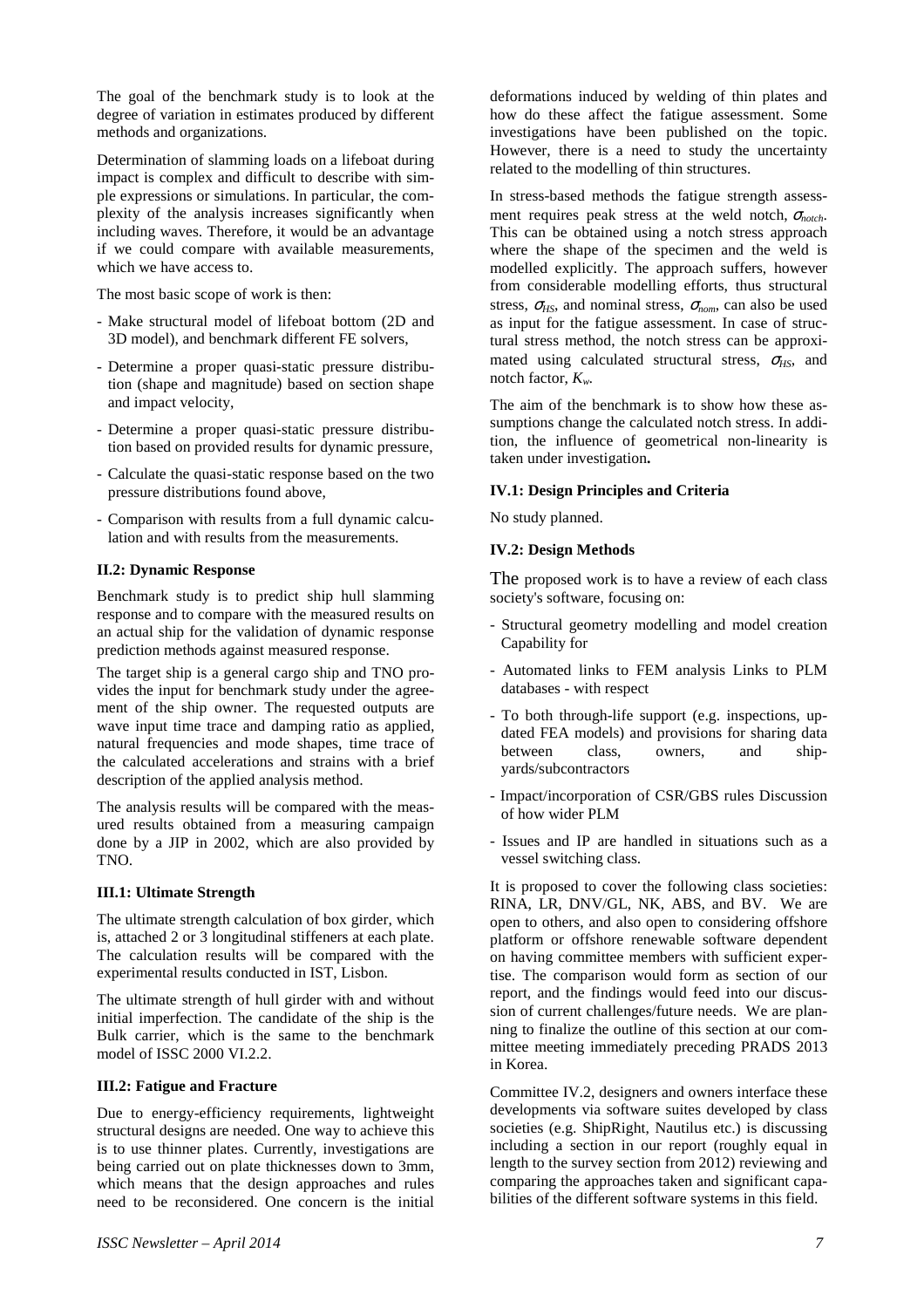The goal of the benchmark study is to look at the degree of variation in estimates produced by different methods and organizations.

Determination of slamming loads on a lifeboat during impact is complex and difficult to describe with simple expressions or simulations. In particular, the complexity of the analysis increases significantly when including waves. Therefore, it would be an advantage if we could compare with available measurements, which we have access to.

The most basic scope of work is then:

- Make structural model of lifeboat bottom (2D and 3D model), and benchmark different FE solvers,
- Determine a proper quasi-static pressure distribution (shape and magnitude) based on section shape and impact velocity,
- Determine a proper quasi-static pressure distribution based on provided results for dynamic pressure,
- Calculate the quasi-static response based on the two pressure distributions found above,
- Comparison with results from a full dynamic calculation and with results from the measurements.

**II.2: Dynamic Response**

Benchmark study is to predict ship hull slamming response and to compare with the measured results on an actual ship for the validation of dynamic response prediction methods against measured response.

The target ship is a general cargo ship and TNO provides the input for benchmark study under the agreement of the ship owner. The requested outputs are wave input time trace and damping ratio as applied, natural frequencies and mode shapes, time trace of the calculated accelerations and strains with a brief description of the applied analysis method.

The analysis results will be compared with the measured results obtained from a measuring campaign done by a JIP in 2002, which are also provided by TNO.

**III.1: Ultimate Strength**

The ultimate strength calculation of box girder, which is, attached 2 or 3 longitudinal stiffeners at each plate. The calculation results will be compared with the experimental results conducted in IST, Lisbon.

The ultimate strength of hull girder with and without initial imperfection. The candidate of the ship is the Bulk carrier, which is the same to the benchmark model of ISSC 2000 VI.2.2.

**III.2: Fatigue and Fracture**

Due to energy-efficiency requirements, lightweight structural designs are needed. One way to achieve this is to use thinner plates. Currently, investigations are being carried out on plate thicknesses down to 3mm, which means that the design approaches and rules need to be reconsidered. One concern is the initial deformations induced by welding of thin plates and how do these affect the fatigue assessment. Some investigations have been published on the topic. However, there is a need to study the uncertainty related to the modelling of thin structures.

In stress-based methods the fatigue strength assessment requires peak stress at the weld notch, $\sigma_{notch}$. This can be obtained using a notch stress approach where the shape of the specimen and the weld is modelled explicitly. The approach suffers, however from considerable modelling efforts, thus structural stress, $\sigma_{HS}$, and nominal stress, $\sigma_{nom}$, can also be used as input for the fatigue assessment. In case of structural stress method, the notch stress can be approximated using calculated structural stress, $\sigma_{HS}$, and notch factor, $K_w$.

The aim of the benchmark is to show how these assumptions change the calculated notch stress. In addition, the influence of geometrical non-linearity is taken under investigation**.**

**IV.1: Design Principles and Criteria**

No study planned.

**IV.2: Design Methods**

The proposed work is to have a review of each class society's software, focusing on:

- Structural geometry modelling and model creation Capability for
- Automated links to FEM analysis Links to PLM databases - with respect
- To both through-life support (e.g. inspections, updated FEA models) and provisions for sharing data between class, owners, and shipyards/subcontractors
- Impact/incorporation of CSR/GBS rules Discussion of how wider PLM
- Issues and IP are handled in situations such as a vessel switching class.

It is proposed to cover the following class societies: RINA, LR, DNV/GL, NK, ABS, and BV. We are open to others, and also open to considering offshore platform or offshore renewable software dependent on having committee members with sufficient expertise. The comparison would form as section of our report, and the findings would feed into our discussion of current challenges/future needs. We are planning to finalize the outline of this section at our committee meeting immediately preceding PRADS 2013 in Korea.

Committee IV.2, designers and owners interface these developments via software suites developed by class societies (e.g. ShipRight, Nautilus etc.) is discussing including a section in our report (roughly equal in length to the survey section from 2012) reviewing and comparing the approaches taken and significant capabilities of the different software systems in this field.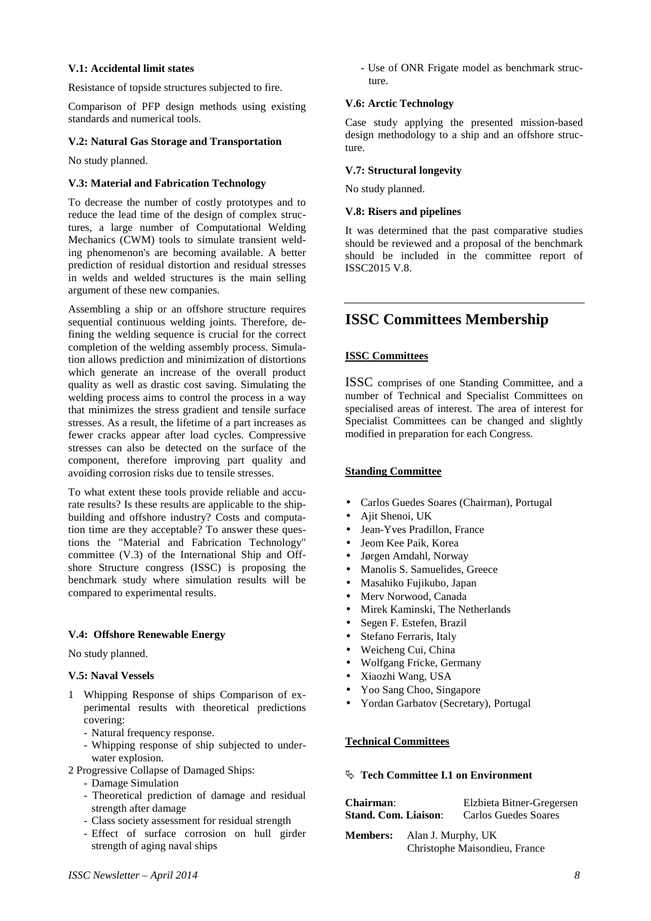#### V.1: Accidental limit states

Resistance of topside structures subjected to fire.

Comparison of PFP design methods using existing standards and numerical tools.

#### V.2: Natural Gas Storage and Transportation

No study planned.

#### V.3: Material and Fabrication Technology

To decrease the number of costly prototypes and to reduce the lead time of the design of complex structures, a large number of Computational Welding Mechanics (CWM) tools to simulate transient welding phenomenon's are becoming available. A better prediction of residual distortion and residual stresses in welds and welded structures is the main selling argument of these new companies.

Assembling a ship or an offshore structure requires sequential continuous welding joints. Therefore, defining the welding sequence is crucial for the correct completion of the welding assembly process. Simulation allows prediction and minimization of distortions which generate an increase of the overall product quality as well as drastic cost saving. Simulating the welding process aims to control the process in a way that minimizes the stress gradient and tensile surface stresses. As a result, the lifetime of a part increases as fewer cracks appear after load cycles. Compressive stresses can also be detected on the surface of the component, therefore improving part quality and avoiding corrosion risks due to tensile stresses.

To what extent these tools provide reliable and accurate results? Is these results are applicable to the shipbuilding and offshore industry? Costs and computation time are they acceptable? To answer these questions the "Material and Fabrication Technology" committee (V.3) of the International Ship and Offshore Structure congress (ISSC) is proposing the benchmark study where simulation results will be compared to experimental results.

#### V.4: Offshore Renewable Energy

No study planned.

#### V.5: Naval Vessels

1 Whipping Response of ships Comparison of experimental results with theoretical predictions covering:
  - Natural frequency response.
  - Whipping response of ship subjected to underwater explosion.

2 Progressive Collapse of Damaged Ships:
  - Damage Simulation
  - Theoretical prediction of damage and residual strength after damage
  - Class society assessment for residual strength
  - Effect of surface corrosion on hull girder strength of aging naval ships
  - Use of ONR Frigate model as benchmark structure.

#### V.6: Arctic Technology

Case study applying the presented mission-based design methodology to a ship and an offshore structure.

#### V.7: Structural longevity

No study planned.

#### V.8: Risers and pipelines

It was determined that the past comparative studies should be reviewed and a proposal of the benchmark should be included in the committee report of ISSC2015 V.8.

# ISSC Committees Membership

**ISSC Committees**

ISSC comprises of one Standing Committee, and a number of Technical and Specialist Committees on specialised areas of interest. The area of interest for Specialist Committees can be changed and slightly modified in preparation for each Congress.

**Standing Committee**

- Carlos Guedes Soares (Chairman), Portugal
- Ajit Shenoi, UK
- Jean-Yves Pradillon, France
- Jeom Kee Paik, Korea
- Jørgen Amdahl, Norway
- Manolis S. Samuelides, Greece
- Masahiko Fujikubo, Japan
- Merv Norwood, Canada
- Mirek Kaminski, The Netherlands
- Segen F. Estefen, Brazil
- Stefano Ferraris, Italy
- Weicheng Cui, China
- Wolfgang Fricke, Germany
- Xiaozhi Wang, USA
- Yoo Sang Choo, Singapore
- Yordan Garbatov (Secretary), Portugal

**Technical Committees**

**Tech Committee I.1 on Environment**

**Chairman**: Elzbieta Bitner-Gregersen
**Stand. Com. Liaison**: Carlos Guedes Soares

**Members:** Alan J. Murphy, UK
Christophe Maisondieu, France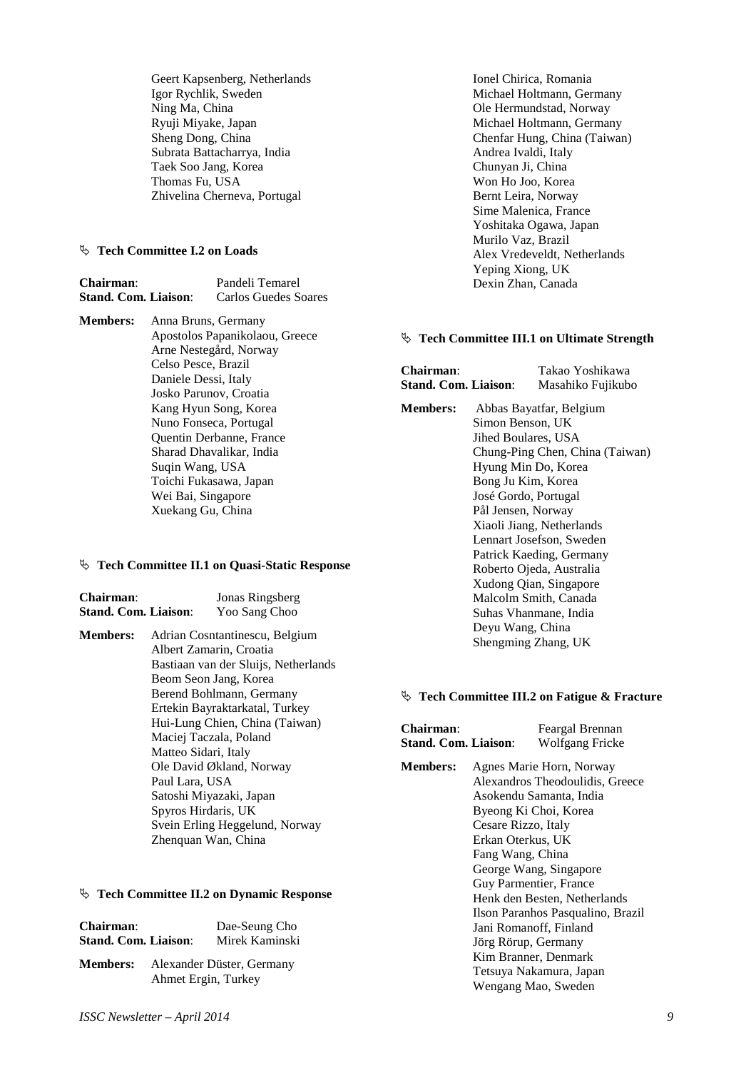Geert Kapsenberg, Netherlands
Igor Rychlik, Sweden
Ning Ma, China
Ryuji Miyake, Japan
Sheng Dong, China
Subrata Battacharrya, India
Taek Soo Jang, Korea
Thomas Fu, USA
Zhivelina Cherneva, Portugal

### ✎ Tech Committee I.2 on Loads

**Chairman**: Pandeli Temarel
**Stand. Com. Liaison**: Carlos Guedes Soares

**Members:**
Anna Bruns, Germany
Apostolos Papanikolaou, Greece
Arne Nestegård, Norway
Celso Pesce, Brazil
Daniele Dessi, Italy
Josko Parunov, Croatia
Kang Hyun Song, Korea
Nuno Fonseca, Portugal
Quentin Derbanne, France
Sharad Dhavalikar, India
Suqin Wang, USA
Toichi Fukasawa, Japan
Wei Bai, Singapore
Xuekang Gu, China

### ✎ Tech Committee II.1 on Quasi-Static Response

**Chairman**: Jonas Ringsberg
**Stand. Com. Liaison**: Yoo Sang Choo

**Members:**
Adrian Cosntantinescu, Belgium
Albert Zamarin, Croatia
Bastiaan van der Sluijs, Netherlands
Beom Seon Jang, Korea
Berend Bohlmann, Germany
Ertekin Bayraktarkatal, Turkey
Hui-Lung Chien, China (Taiwan)
Maciej Taczala, Poland
Matteo Sidari, Italy
Ole David Økland, Norway
Paul Lara, USA
Satoshi Miyazaki, Japan
Spyros Hirdaris, UK
Svein Erling Heggelund, Norway
Zhenquan Wan, China

### ✎ Tech Committee II.2 on Dynamic Response

**Chairman**: Dae-Seung Cho
**Stand. Com. Liaison**: Mirek Kaminski

**Members:**
Alexander Düster, Germany
Ahmet Ergin, Turkey
Ionel Chirica, Romania
Michael Holtmann, Germany
Ole Hermundstad, Norway
Michael Holtmann, Germany
Chenfar Hung, China (Taiwan)
Andrea Ivaldi, Italy
Chunyan Ji, China
Won Ho Joo, Korea
Bernt Leira, Norway
Sime Malenica, France
Yoshitaka Ogawa, Japan
Murilo Vaz, Brazil
Alex Vredeveldt, Netherlands
Yeping Xiong, UK
Dexin Zhan, Canada

### ✎ Tech Committee III.1 on Ultimate Strength

**Chairman**: Takao Yoshikawa
**Stand. Com. Liaison**: Masahiko Fujikubo

**Members:**
Abbas Bayatfar, Belgium
Simon Benson, UK
Jihed Boulares, USA
Chung-Ping Chen, China (Taiwan)
Hyung Min Do, Korea
Bong Ju Kim, Korea
José Gordo, Portugal
Pål Jensen, Norway
Xiaoli Jiang, Netherlands
Lennart Josefson, Sweden
Patrick Kaeding, Germany
Roberto Ojeda, Australia
Xudong Qian, Singapore
Malcolm Smith, Canada
Suhas Vhanmane, India
Deyu Wang, China
Shengming Zhang, UK

### ✎ Tech Committee III.2 on Fatigue & Fracture

**Chairman**: Feargal Brennan
**Stand. Com. Liaison**: Wolfgang Fricke

**Members:**
Agnes Marie Horn, Norway
Alexandros Theodoulidis, Greece
Asokendu Samanta, India
Byeong Ki Choi, Korea
Cesare Rizzo, Italy
Erkan Oterkus, UK
Fang Wang, China
George Wang, Singapore
Guy Parmentier, France
Henk den Besten, Netherlands
Ilson Paranhos Pasqualino, Brazil
Jani Romanoff, Finland
Jörg Rörup, Germany
Kim Branner, Denmark
Tetsuya Nakamura, Japan
Wengang Mao, Sweden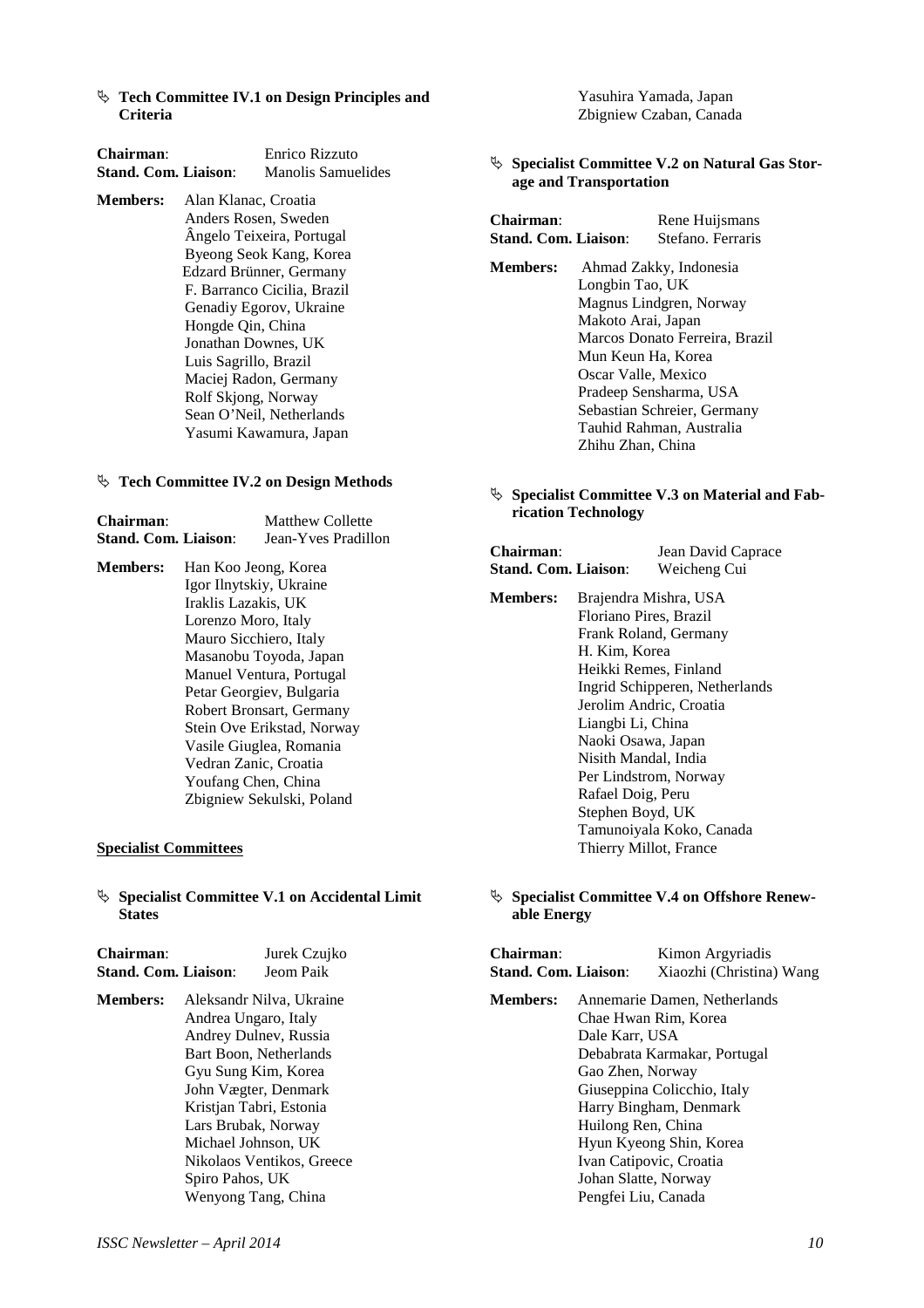### ✎ Tech Committee IV.1 on Design Principles and Criteria

**Chairman**: Enrico Rizzuto
**Stand. Com. Liaison**: Manolis Samuelides

**Members:**
Alan Klanac, Croatia
Anders Rosen, Sweden
Ângelo Teixeira, Portugal
Byeong Seok Kang, Korea
Edzard Brünner, Germany
F. Barranco Cicilia, Brazil
Genadiy Egorov, Ukraine
Hongde Qin, China
Jonathan Downes, UK
Luis Sagrillo, Brazil
Maciej Radon, Germany
Rolf Skjong, Norway
Sean O'Neil, Netherlands
Yasumi Kawamura, Japan

### ✎ Tech Committee IV.2 on Design Methods

**Chairman**: Matthew Collette
**Stand. Com. Liaison**: Jean-Yves Pradillon

**Members:**
Han Koo Jeong, Korea
Igor Ilnytskiy, Ukraine
Iraklis Lazakis, UK
Lorenzo Moro, Italy
Mauro Sicchiero, Italy
Masanobu Toyoda, Japan
Manuel Ventura, Portugal
Petar Georgiev, Bulgaria
Robert Bronsart, Germany
Stein Ove Erikstad, Norway
Vasile Giuglea, Romania
Vedran Zanic, Croatia
Youfang Chen, China
Zbigniew Sekulski, Poland

## Specialist Committees

### ✎ Specialist Committee V.1 on Accidental Limit States

**Chairman**: Jurek Czujko
**Stand. Com. Liaison**: Jeom Paik

**Members:**
Aleksandr Nilva, Ukraine
Andrea Ungaro, Italy
Andrey Dulnev, Russia
Bart Boon, Netherlands
Gyu Sung Kim, Korea
John Vægter, Denmark
Kristjan Tabri, Estonia
Lars Brubak, Norway
Michael Johnson, UK
Nikolaos Ventikos, Greece
Spiro Pahos, UK
Wenyong Tang, China
Yasuhira Yamada, Japan
Zbigniew Czaban, Canada

### ✎ Specialist Committee V.2 on Natural Gas Storage and Transportation

**Chairman**: Rene Huijsmans
**Stand. Com. Liaison**: Stefano. Ferraris

**Members:**
Ahmad Zakky, Indonesia
Longbin Tao, UK
Magnus Lindgren, Norway
Makoto Arai, Japan
Marcos Donato Ferreira, Brazil
Mun Keun Ha, Korea
Oscar Valle, Mexico
Pradeep Sensharma, USA
Sebastian Schreier, Germany
Tauhid Rahman, Australia
Zhihu Zhan, China

### ✎ Specialist Committee V.3 on Material and Fabrication Technology

**Chairman**: Jean David Caprace
**Stand. Com. Liaison**: Weicheng Cui

**Members:**
Brajendra Mishra, USA
Floriano Pires, Brazil
Frank Roland, Germany
H. Kim, Korea
Heikki Remes, Finland
Ingrid Schipperen, Netherlands
Jerolim Andric, Croatia
Liangbi Li, China
Naoki Osawa, Japan
Nisith Mandal, India
Per Lindstrom, Norway
Rafael Doig, Peru
Stephen Boyd, UK
Tamunoiyala Koko, Canada
Thierry Millot, France

### ✎ Specialist Committee V.4 on Offshore Renewable Energy

**Chairman**: Kimon Argyriadis
**Stand. Com. Liaison**: Xiaozhi (Christina) Wang

**Members:**
Annemarie Damen, Netherlands
Chae Hwan Rim, Korea
Dale Karr, USA
Debabrata Karmakar, Portugal
Gao Zhen, Norway
Giuseppina Colicchio, Italy
Harry Bingham, Denmark
Huilong Ren, China
Hyun Kyeong Shin, Korea
Ivan Catipovic, Croatia
Johan Slatte, Norway
Pengfei Liu, Canada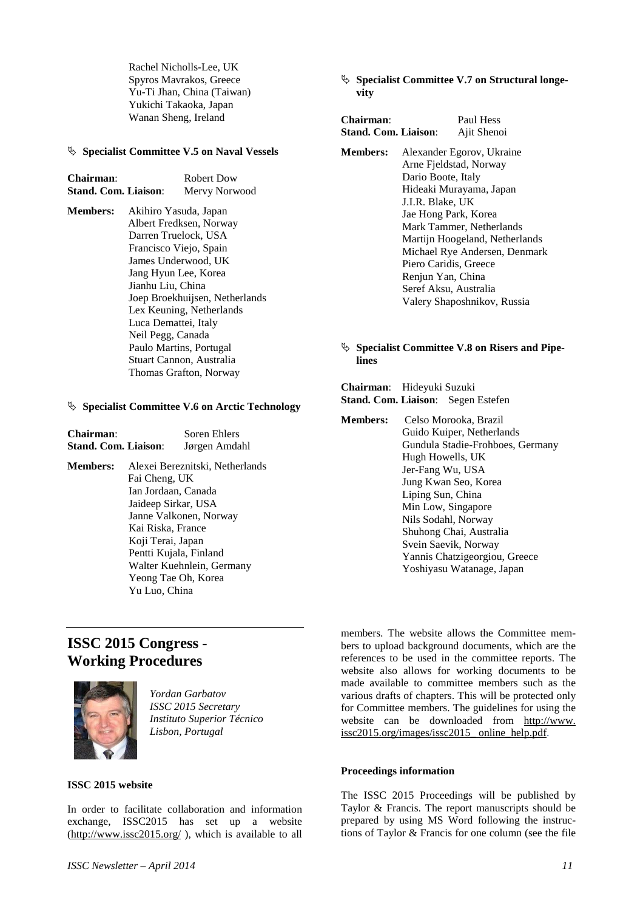Rachel Nicholls-Lee, UK
Spyros Mavrakos, Greece
Yu-Ti Jhan, China (Taiwan)
Yukichi Takaoka, Japan
Wanan Sheng, Ireland

### ✎ Specialist Committee V.5 on Naval Vessels

**Chairman**: Robert Dow
**Stand. Com. Liaison**: Mervy Norwood

**Members:**
Akihiro Yasuda, Japan
Albert Fredksen, Norway
Darren Truelock, USA
Francisco Viejo, Spain
James Underwood, UK
Jang Hyun Lee, Korea
Jianhu Liu, China
Joep Broekhuijsen, Netherlands
Lex Keuning, Netherlands
Luca Demattei, Italy
Neil Pegg, Canada
Paulo Martins, Portugal
Stuart Cannon, Australia
Thomas Grafton, Norway

### ✎ Specialist Committee V.6 on Arctic Technology

**Chairman**: Soren Ehlers
**Stand. Com. Liaison**: Jørgen Amdahl

**Members:**
Alexei Bereznitski, Netherlands
Fai Cheng, UK
Ian Jordaan, Canada
Jaideep Sirkar, USA
Janne Valkonen, Norway
Kai Riska, France
Koji Terai, Japan
Pentti Kujala, Finland
Walter Kuehnlein, Germany
Yeong Tae Oh, Korea
Yu Luo, China

### ✎ Specialist Committee V.7 on Structural longevity

**Chairman**: Paul Hess
**Stand. Com. Liaison**: Ajit Shenoi

**Members:**
Alexander Egorov, Ukraine
Arne Fjeldstad, Norway
Dario Boote, Italy
Hideaki Murayama, Japan
J.I.R. Blake, UK
Jae Hong Park, Korea
Mark Tammer, Netherlands
Martijn Hoogeland, Netherlands
Michael Rye Andersen, Denmark
Piero Caridis, Greece
Renjun Yan, China
Seref Aksu, Australia
Valery Shaposhnikov, Russia

### ✎ Specialist Committee V.8 on Risers and Pipelines

**Chairman**: Hideyuki Suzuki
**Stand. Com. Liaison**: Segen Estefen

**Members:**
Celso Morooka, Brazil
Guido Kuiper, Netherlands
Gundula Stadie-Frohboes, Germany
Hugh Howells, UK
Jer-Fang Wu, USA
Jung Kwan Seo, Korea
Liping Sun, China
Min Low, Singapore
Nils Sodahl, Norway
Shuhong Chai, Australia
Svein Saevik, Norway
Yannis Chatzigeorgiou, Greece
Yoshiyasu Watanage, Japan

## ISSC 2015 Congress - Working Procedures

*Yordan Garbatov*
*ISSC 2015 Secretary*
*Instituto Superior Técnico*
*Lisbon, Portugal*

**ISSC 2015 website**

In order to facilitate collaboration and information exchange, ISSC2015 has set up a website (http://www.issc2015.org/ ), which is available to all members. The website allows the Committee members to upload background documents, which are the references to be used in the committee reports. The website also allows for working documents to be made available to committee members such as the various drafts of chapters. This will be protected only for Committee members. The guidelines for using the website can be downloaded from http://www.issc2015.org/images/issc2015_ online_help.pdf.

**Proceedings information**

The ISSC 2015 Proceedings will be published by Taylor & Francis. The report manuscripts should be prepared by using MS Word following the instructions of Taylor & Francis for one column (see the file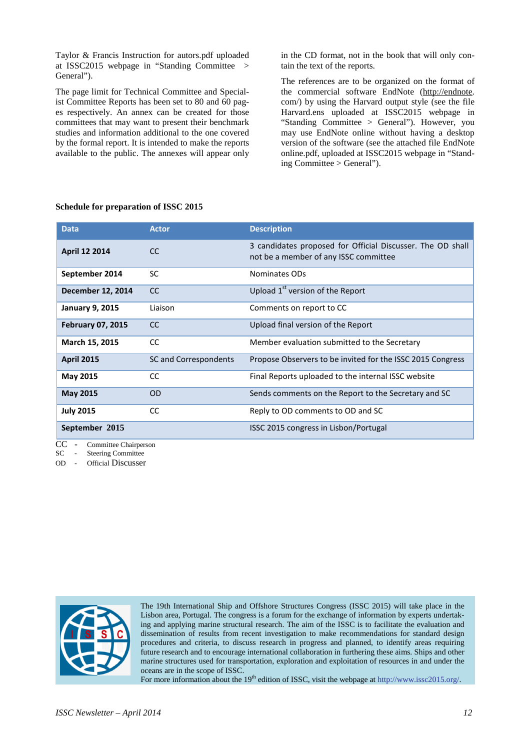Taylor & Francis Instruction for autors.pdf uploaded at ISSC2015 webpage in "Standing Committee > General").

The page limit for Technical Committee and Specialist Committee Reports has been set to 80 and 60 pages respectively. An annex can be created for those committees that may want to present their benchmark studies and information additional to the one covered by the formal report. It is intended to make the reports available to the public. The annexes will appear only in the CD format, not in the book that will only contain the text of the reports.

The references are to be organized on the format of the commercial software EndNote (http://endnote.com/) by using the Harvard output style (see the file Harvard.ens uploaded at ISSC2015 webpage in "Standing Committee > General"). However, you may use EndNote online without having a desktop version of the software (see the attached file EndNote online.pdf, uploaded at ISSC2015 webpage in "Standing Committee > General").

**Schedule for preparation of ISSC 2015**

| Data | Actor | Description |
|---|---|---|
| **April 12 2014** | CC | 3 candidates proposed for Official Discusser. The OD shall not be a member of any ISSC committee |
| **September 2014** | SC | Nominates ODs |
| **December 12, 2014** | CC | Upload 1st version of the Report |
| **January 9, 2015** | Liaison | Comments on report to CC |
| **February 07, 2015** | CC | Upload final version of the Report |
| **March 15, 2015** | CC | Member evaluation submitted to the Secretary |
| **April 2015** | SC and Correspondents | Propose Observers to be invited for the ISSC 2015 Congress |
| **May 2015** | CC | Final Reports uploaded to the internal ISSC website |
| **May 2015** | OD | Sends comments on the Report to the Secretary and SC |
| **July 2015** | CC | Reply to OD comments to OD and SC |
| **September 2015** | | ISSC 2015 congress in Lisbon/Portugal |

CC - Committee Chairperson
SC - Steering Committee
OD - Official Discusser

The 19th International Ship and Offshore Structures Congress (ISSC 2015) will take place in the Lisbon area, Portugal. The congress is a forum for the exchange of information by experts undertaking and applying marine structural research. The aim of the ISSC is to facilitate the evaluation and dissemination of results from recent investigation to make recommendations for standard design procedures and criteria, to discuss research in progress and planned, to identify areas requiring future research and to encourage international collaboration in furthering these aims. Ships and other marine structures used for transportation, exploration and exploitation of resources in and under the oceans are in the scope of ISSC.
For more information about the 19th edition of ISSC, visit the webpage at http://www.issc2015.org/.